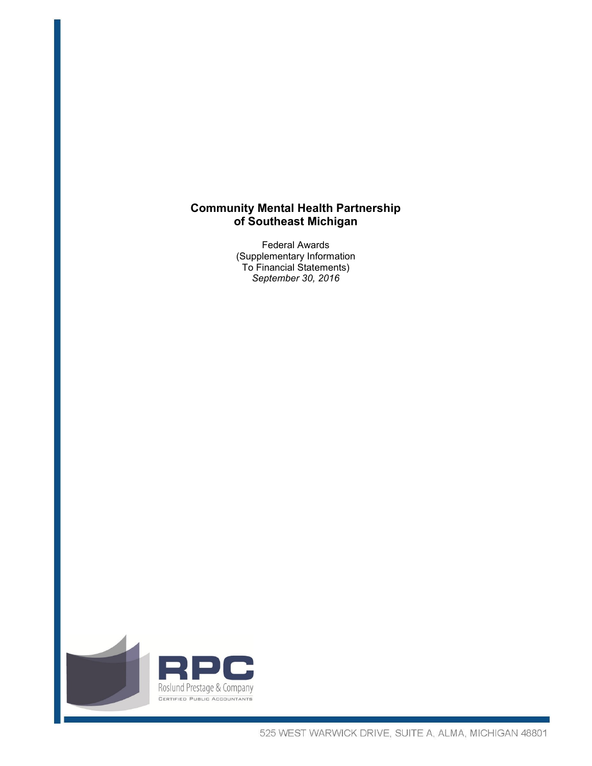# Community Mental Health Partnership of Southeast Michigan

Federal Awards
(Supplementary Information
To Financial Statements)
*September 30, 2016*

RPC
Roslund Prestage & Company
Certified Public Accountants

525 WEST WARWICK DRIVE, SUITE A, ALMA, MICHIGAN 48801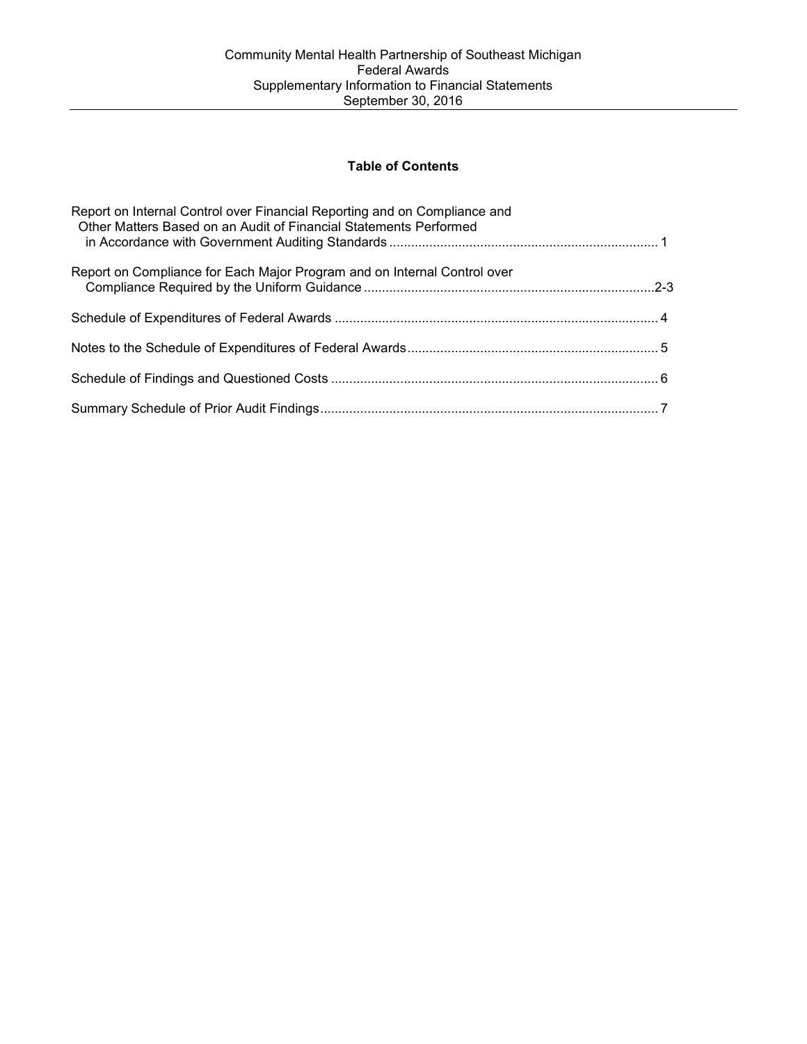Community Mental Health Partnership of Southeast Michigan
Federal Awards
Supplementary Information to Financial Statements
September 30, 2016

## Table of Contents

| | |
|---|---|
| Report on Internal Control over Financial Reporting and on Compliance and Other Matters Based on an Audit of Financial Statements Performed in Accordance with Government Auditing Standards | 1 |
| Report on Compliance for Each Major Program and on Internal Control over Compliance Required by the Uniform Guidance | 2-3 |
| Schedule of Expenditures of Federal Awards | 4 |
| Notes to the Schedule of Expenditures of Federal Awards | 5 |
| Schedule of Findings and Questioned Costs | 6 |
| Summary Schedule of Prior Audit Findings | 7 |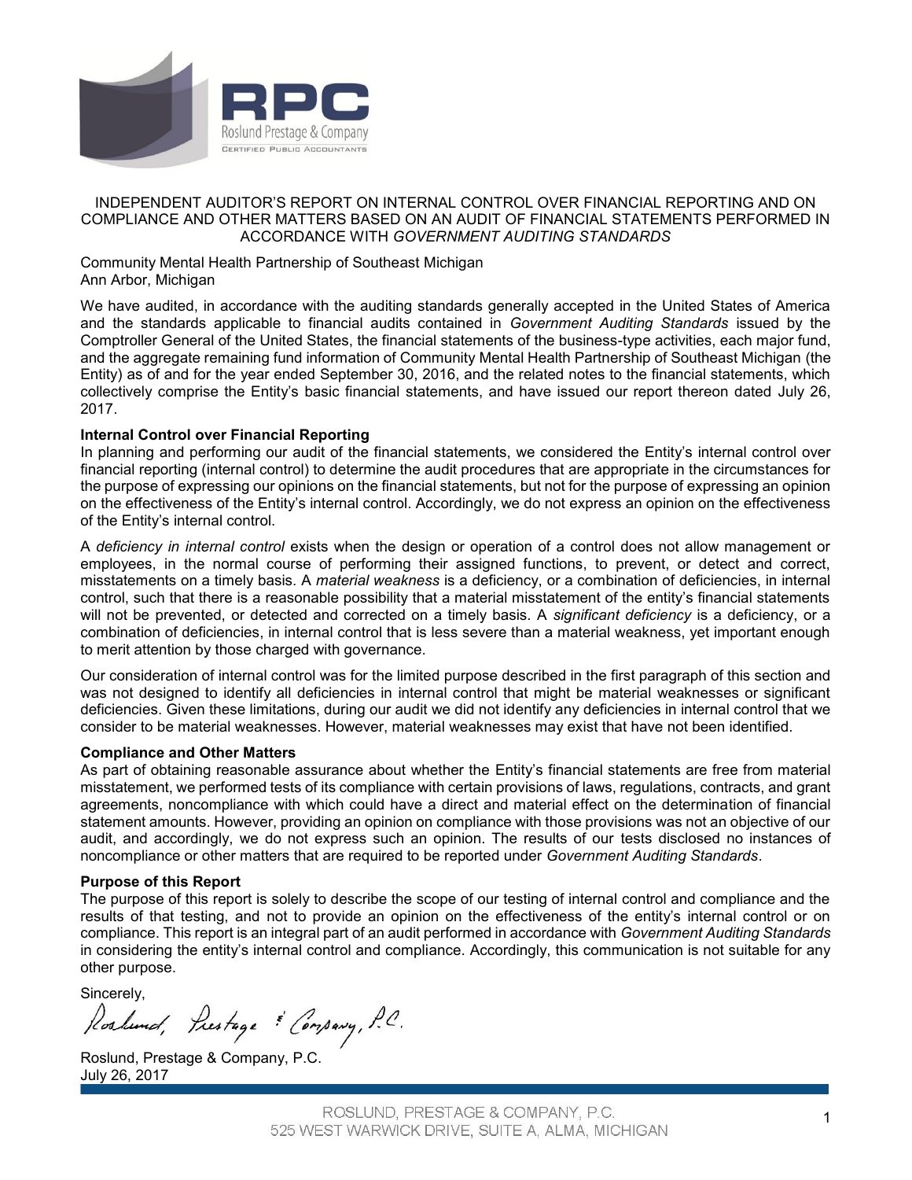RPC
Roslund Prestage & Company
CERTIFIED PUBLIC ACCOUNTANTS

# INDEPENDENT AUDITOR'S REPORT ON INTERNAL CONTROL OVER FINANCIAL REPORTING AND ON COMPLIANCE AND OTHER MATTERS BASED ON AN AUDIT OF FINANCIAL STATEMENTS PERFORMED IN ACCORDANCE WITH *GOVERNMENT AUDITING STANDARDS*

Community Mental Health Partnership of Southeast Michigan
Ann Arbor, Michigan

We have audited, in accordance with the auditing standards generally accepted in the United States of America and the standards applicable to financial audits contained in *Government Auditing Standards* issued by the Comptroller General of the United States, the financial statements of the business-type activities, each major fund, and the aggregate remaining fund information of Community Mental Health Partnership of Southeast Michigan (the Entity) as of and for the year ended September 30, 2016, and the related notes to the financial statements, which collectively comprise the Entity's basic financial statements, and have issued our report thereon dated July 26, 2017.

**Internal Control over Financial Reporting**

In planning and performing our audit of the financial statements, we considered the Entity's internal control over financial reporting (internal control) to determine the audit procedures that are appropriate in the circumstances for the purpose of expressing our opinions on the financial statements, but not for the purpose of expressing an opinion on the effectiveness of the Entity's internal control. Accordingly, we do not express an opinion on the effectiveness of the Entity's internal control.

A *deficiency in internal control* exists when the design or operation of a control does not allow management or employees, in the normal course of performing their assigned functions, to prevent, or detect and correct, misstatements on a timely basis. A *material weakness* is a deficiency, or a combination of deficiencies, in internal control, such that there is a reasonable possibility that a material misstatement of the entity's financial statements will not be prevented, or detected and corrected on a timely basis. A *significant deficiency* is a deficiency, or a combination of deficiencies, in internal control that is less severe than a material weakness, yet important enough to merit attention by those charged with governance.

Our consideration of internal control was for the limited purpose described in the first paragraph of this section and was not designed to identify all deficiencies in internal control that might be material weaknesses or significant deficiencies. Given these limitations, during our audit we did not identify any deficiencies in internal control that we consider to be material weaknesses. However, material weaknesses may exist that have not been identified.

**Compliance and Other Matters**

As part of obtaining reasonable assurance about whether the Entity's financial statements are free from material misstatement, we performed tests of its compliance with certain provisions of laws, regulations, contracts, and grant agreements, noncompliance with which could have a direct and material effect on the determination of financial statement amounts. However, providing an opinion on compliance with those provisions was not an objective of our audit, and accordingly, we do not express such an opinion. The results of our tests disclosed no instances of noncompliance or other matters that are required to be reported under *Government Auditing Standards*.

**Purpose of this Report**

The purpose of this report is solely to describe the scope of our testing of internal control and compliance and the results of that testing, and not to provide an opinion on the effectiveness of the entity's internal control or on compliance. This report is an integral part of an audit performed in accordance with *Government Auditing Standards* in considering the entity's internal control and compliance. Accordingly, this communication is not suitable for any other purpose.

Sincerely,

*Roslund, Prestage & Company, P.C.*

Roslund, Prestage & Company, P.C.
July 26, 2017

ROSLUND, PRESTAGE & COMPANY, P.C.
525 WEST WARWICK DRIVE, SUITE A, ALMA, MICHIGAN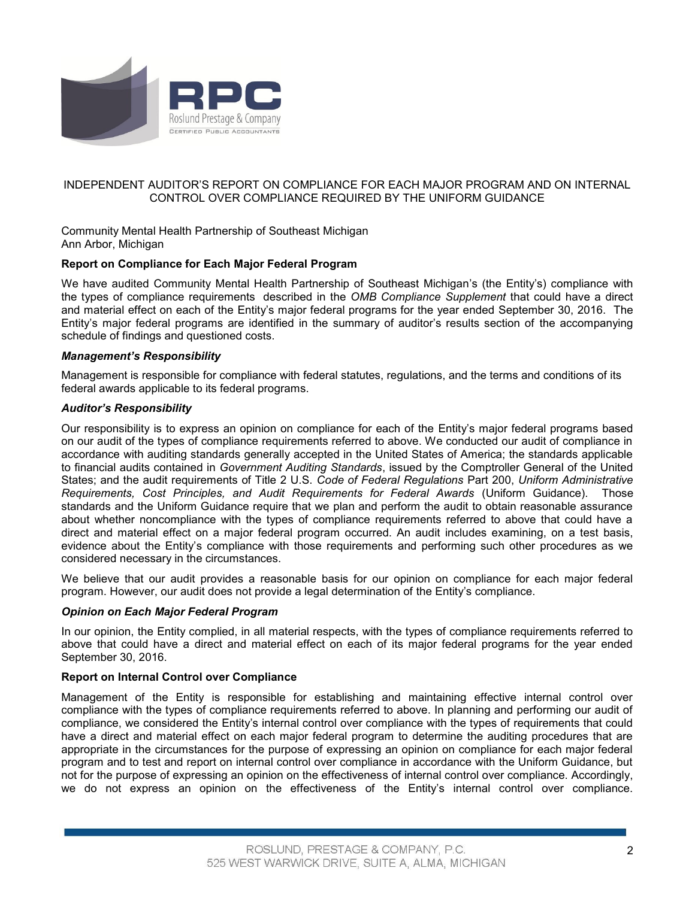# INDEPENDENT AUDITOR'S REPORT ON COMPLIANCE FOR EACH MAJOR PROGRAM AND ON INTERNAL CONTROL OVER COMPLIANCE REQUIRED BY THE UNIFORM GUIDANCE

Community Mental Health Partnership of Southeast Michigan
Ann Arbor, Michigan

**Report on Compliance for Each Major Federal Program**

We have audited Community Mental Health Partnership of Southeast Michigan's (the Entity's) compliance with the types of compliance requirements described in the *OMB Compliance Supplement* that could have a direct and material effect on each of the Entity's major federal programs for the year ended September 30, 2016. The Entity's major federal programs are identified in the summary of auditor's results section of the accompanying schedule of findings and questioned costs.

***Management's Responsibility***

Management is responsible for compliance with federal statutes, regulations, and the terms and conditions of its federal awards applicable to its federal programs.

***Auditor's Responsibility***

Our responsibility is to express an opinion on compliance for each of the Entity's major federal programs based on our audit of the types of compliance requirements referred to above. We conducted our audit of compliance in accordance with auditing standards generally accepted in the United States of America; the standards applicable to financial audits contained in *Government Auditing Standards*, issued by the Comptroller General of the United States; and the audit requirements of Title 2 U.S. *Code of Federal Regulations* Part 200, *Uniform Administrative Requirements, Cost Principles, and Audit Requirements for Federal Awards* (Uniform Guidance). Those standards and the Uniform Guidance require that we plan and perform the audit to obtain reasonable assurance about whether noncompliance with the types of compliance requirements referred to above that could have a direct and material effect on a major federal program occurred. An audit includes examining, on a test basis, evidence about the Entity's compliance with those requirements and performing such other procedures as we considered necessary in the circumstances.

We believe that our audit provides a reasonable basis for our opinion on compliance for each major federal program. However, our audit does not provide a legal determination of the Entity's compliance.

***Opinion on Each Major Federal Program***

In our opinion, the Entity complied, in all material respects, with the types of compliance requirements referred to above that could have a direct and material effect on each of its major federal programs for the year ended September 30, 2016.

**Report on Internal Control over Compliance**

Management of the Entity is responsible for establishing and maintaining effective internal control over compliance with the types of compliance requirements referred to above. In planning and performing our audit of compliance, we considered the Entity's internal control over compliance with the types of requirements that could have a direct and material effect on each major federal program to determine the auditing procedures that are appropriate in the circumstances for the purpose of expressing an opinion on compliance for each major federal program and to test and report on internal control over compliance in accordance with the Uniform Guidance, but not for the purpose of expressing an opinion on the effectiveness of internal control over compliance. Accordingly, we do not express an opinion on the effectiveness of the Entity's internal control over compliance.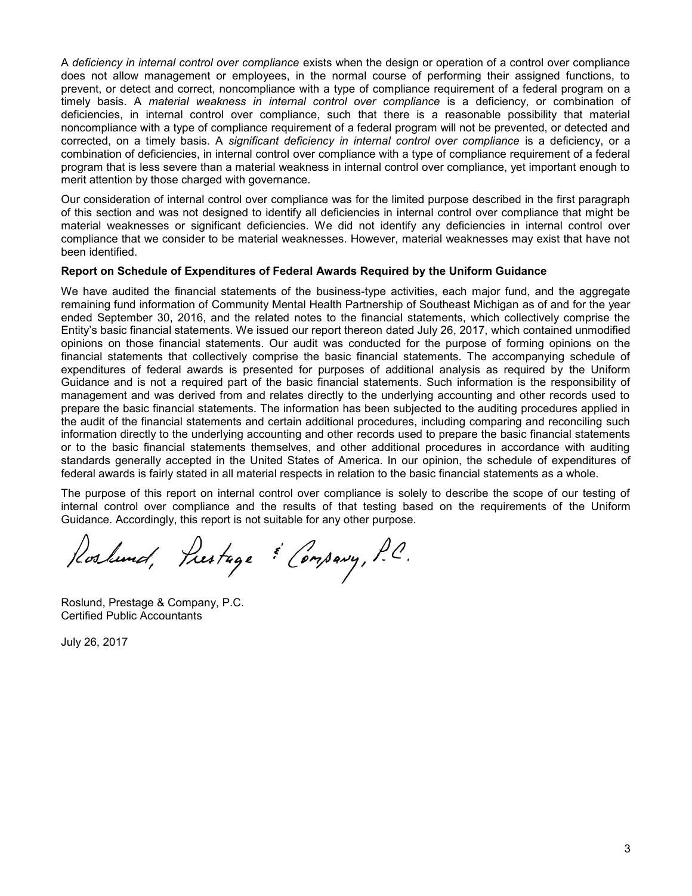A *deficiency in internal control over compliance* exists when the design or operation of a control over compliance does not allow management or employees, in the normal course of performing their assigned functions, to prevent, or detect and correct, noncompliance with a type of compliance requirement of a federal program on a timely basis. A *material weakness in internal control over compliance* is a deficiency, or combination of deficiencies, in internal control over compliance, such that there is a reasonable possibility that material noncompliance with a type of compliance requirement of a federal program will not be prevented, or detected and corrected, on a timely basis. A *significant deficiency in internal control over compliance* is a deficiency, or a combination of deficiencies, in internal control over compliance with a type of compliance requirement of a federal program that is less severe than a material weakness in internal control over compliance, yet important enough to merit attention by those charged with governance.

Our consideration of internal control over compliance was for the limited purpose described in the first paragraph of this section and was not designed to identify all deficiencies in internal control over compliance that might be material weaknesses or significant deficiencies. We did not identify any deficiencies in internal control over compliance that we consider to be material weaknesses. However, material weaknesses may exist that have not been identified.

**Report on Schedule of Expenditures of Federal Awards Required by the Uniform Guidance**

We have audited the financial statements of the business-type activities, each major fund, and the aggregate remaining fund information of Community Mental Health Partnership of Southeast Michigan as of and for the year ended September 30, 2016, and the related notes to the financial statements, which collectively comprise the Entity's basic financial statements. We issued our report thereon dated July 26, 2017, which contained unmodified opinions on those financial statements. Our audit was conducted for the purpose of forming opinions on the financial statements that collectively comprise the basic financial statements. The accompanying schedule of expenditures of federal awards is presented for purposes of additional analysis as required by the Uniform Guidance and is not a required part of the basic financial statements. Such information is the responsibility of management and was derived from and relates directly to the underlying accounting and other records used to prepare the basic financial statements. The information has been subjected to the auditing procedures applied in the audit of the financial statements and certain additional procedures, including comparing and reconciling such information directly to the underlying accounting and other records used to prepare the basic financial statements or to the basic financial statements themselves, and other additional procedures in accordance with auditing standards generally accepted in the United States of America. In our opinion, the schedule of expenditures of federal awards is fairly stated in all material respects in relation to the basic financial statements as a whole.

The purpose of this report on internal control over compliance is solely to describe the scope of our testing of internal control over compliance and the results of that testing based on the requirements of the Uniform Guidance. Accordingly, this report is not suitable for any other purpose.

Roslund, Prestage & Company, P.C.

Roslund, Prestage & Company, P.C.
Certified Public Accountants

July 26, 2017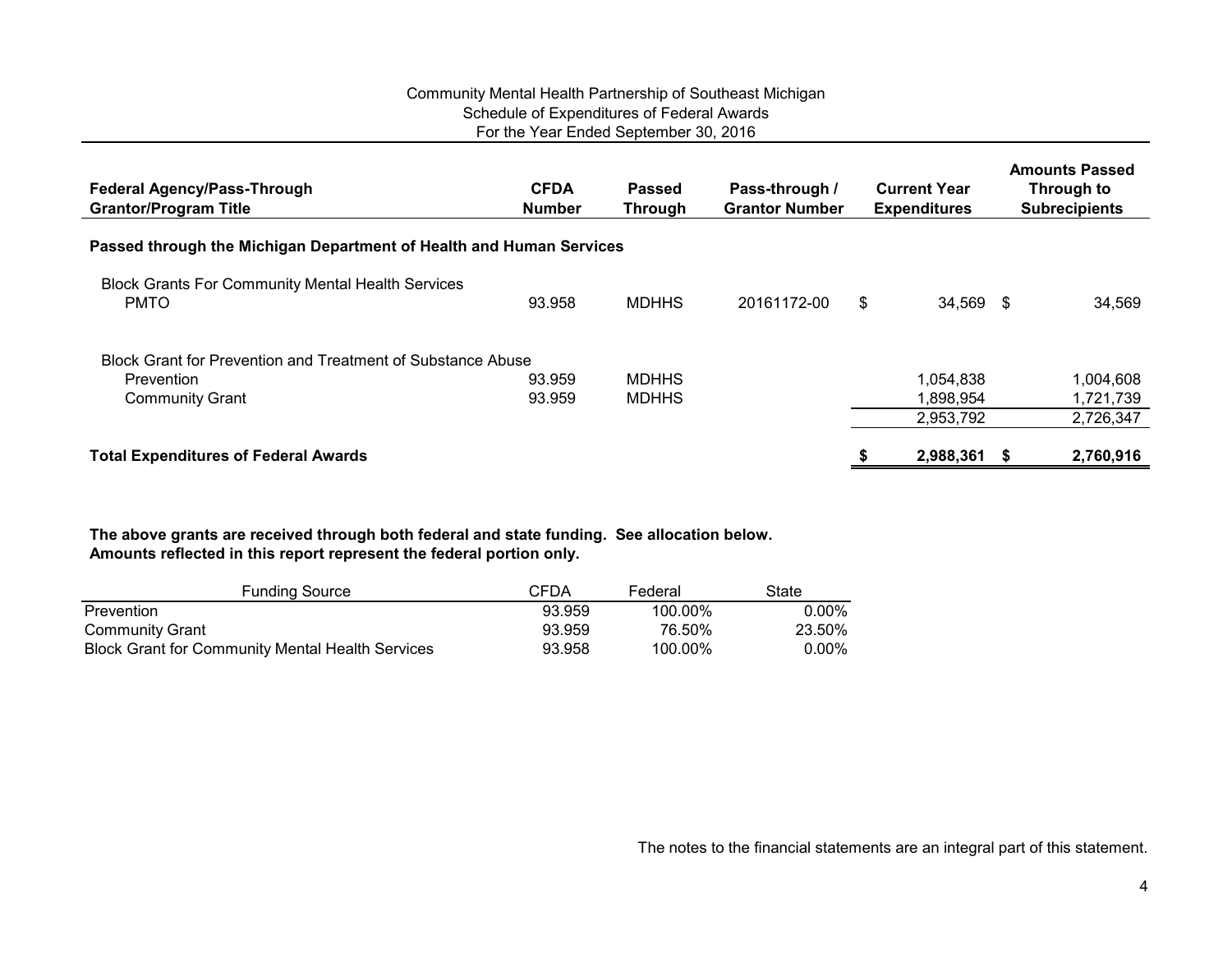Community Mental Health Partnership of Southeast Michigan
Schedule of Expenditures of Federal Awards
For the Year Ended September 30, 2016

| Federal Agency/Pass-Through Grantor/Program Title | CFDA Number | Passed Through | Pass-through / Grantor Number | Current Year Expenditures | Amounts Passed Through to Subrecipients |
|---|---|---|---|---|---|
| **Passed through the Michigan Department of Health and Human Services** | | | | | |
| Block Grants For Community Mental Health Services | | | | | |
| PMTO | 93.958 | MDHHS | 20161172-00 | $ 34,569 | $ 34,569 |
| Block Grant for Prevention and Treatment of Substance Abuse | | | | | |
| Prevention | 93.959 | MDHHS | | 1,054,838 | 1,004,608 |
| Community Grant | 93.959 | MDHHS | | 1,898,954 | 1,721,739 |
| | | | | 2,953,792 | 2,726,347 |
| **Total Expenditures of Federal Awards** | | | | **$ 2,988,361** | **$ 2,760,916** |

**The above grants are received through both federal and state funding. See allocation below.**
**Amounts reflected in this report represent the federal portion only.**

| Funding Source | CFDA | Federal | State |
|---|---|---|---|
| Prevention | 93.959 | 100.00% | 0.00% |
| Community Grant | 93.959 | 76.50% | 23.50% |
| Block Grant for Community Mental Health Services | 93.958 | 100.00% | 0.00% |

The notes to the financial statements are an integral part of this statement.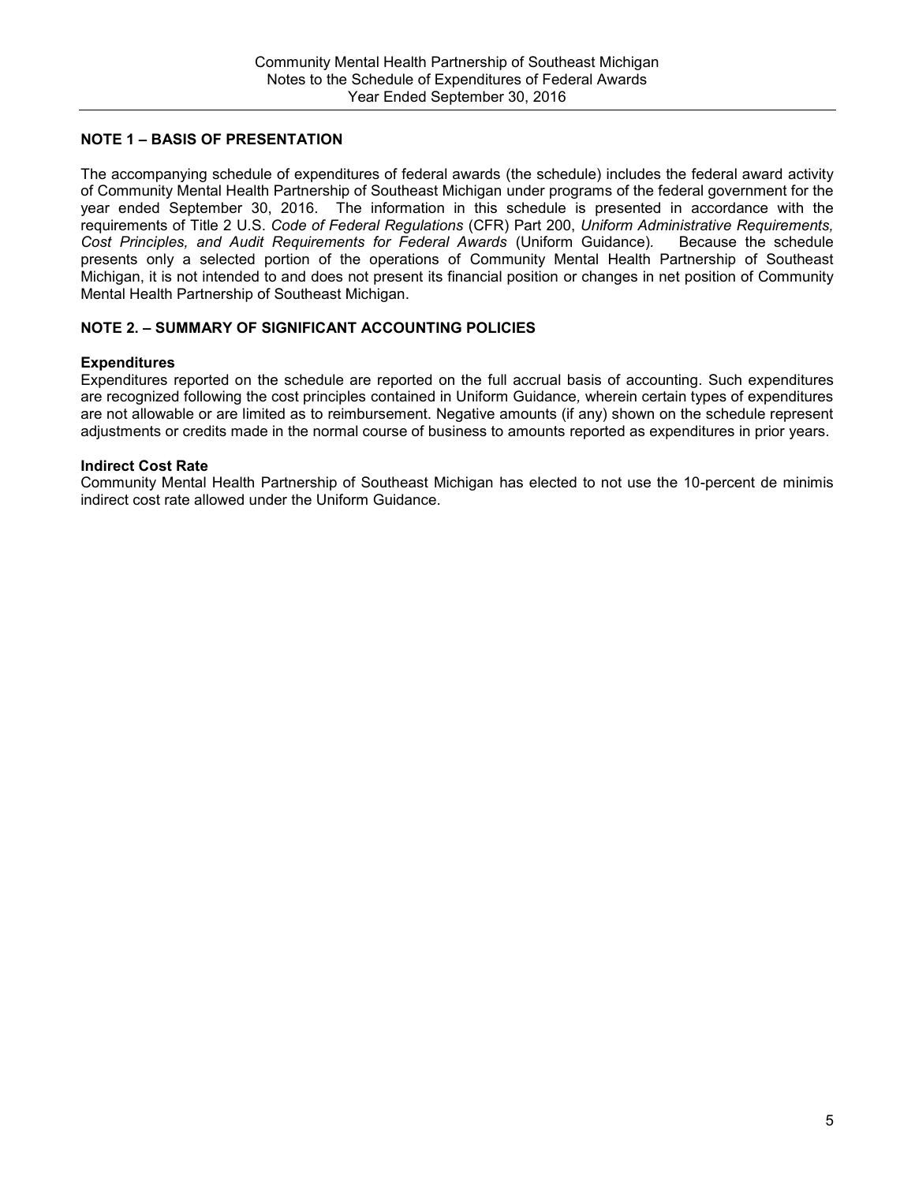Community Mental Health Partnership of Southeast Michigan
Notes to the Schedule of Expenditures of Federal Awards
Year Ended September 30, 2016

## NOTE 1 – BASIS OF PRESENTATION

The accompanying schedule of expenditures of federal awards (the schedule) includes the federal award activity of Community Mental Health Partnership of Southeast Michigan under programs of the federal government for the year ended September 30, 2016. The information in this schedule is presented in accordance with the requirements of Title 2 U.S. *Code of Federal Regulations* (CFR) Part 200, *Uniform Administrative Requirements, Cost Principles, and Audit Requirements for Federal Awards* (Uniform Guidance). Because the schedule presents only a selected portion of the operations of Community Mental Health Partnership of Southeast Michigan, it is not intended to and does not present its financial position or changes in net position of Community Mental Health Partnership of Southeast Michigan.

## NOTE 2. – SUMMARY OF SIGNIFICANT ACCOUNTING POLICIES

### Expenditures

Expenditures reported on the schedule are reported on the full accrual basis of accounting. Such expenditures are recognized following the cost principles contained in Uniform Guidance, wherein certain types of expenditures are not allowable or are limited as to reimbursement. Negative amounts (if any) shown on the schedule represent adjustments or credits made in the normal course of business to amounts reported as expenditures in prior years.

### Indirect Cost Rate

Community Mental Health Partnership of Southeast Michigan has elected to not use the 10-percent de minimis indirect cost rate allowed under the Uniform Guidance.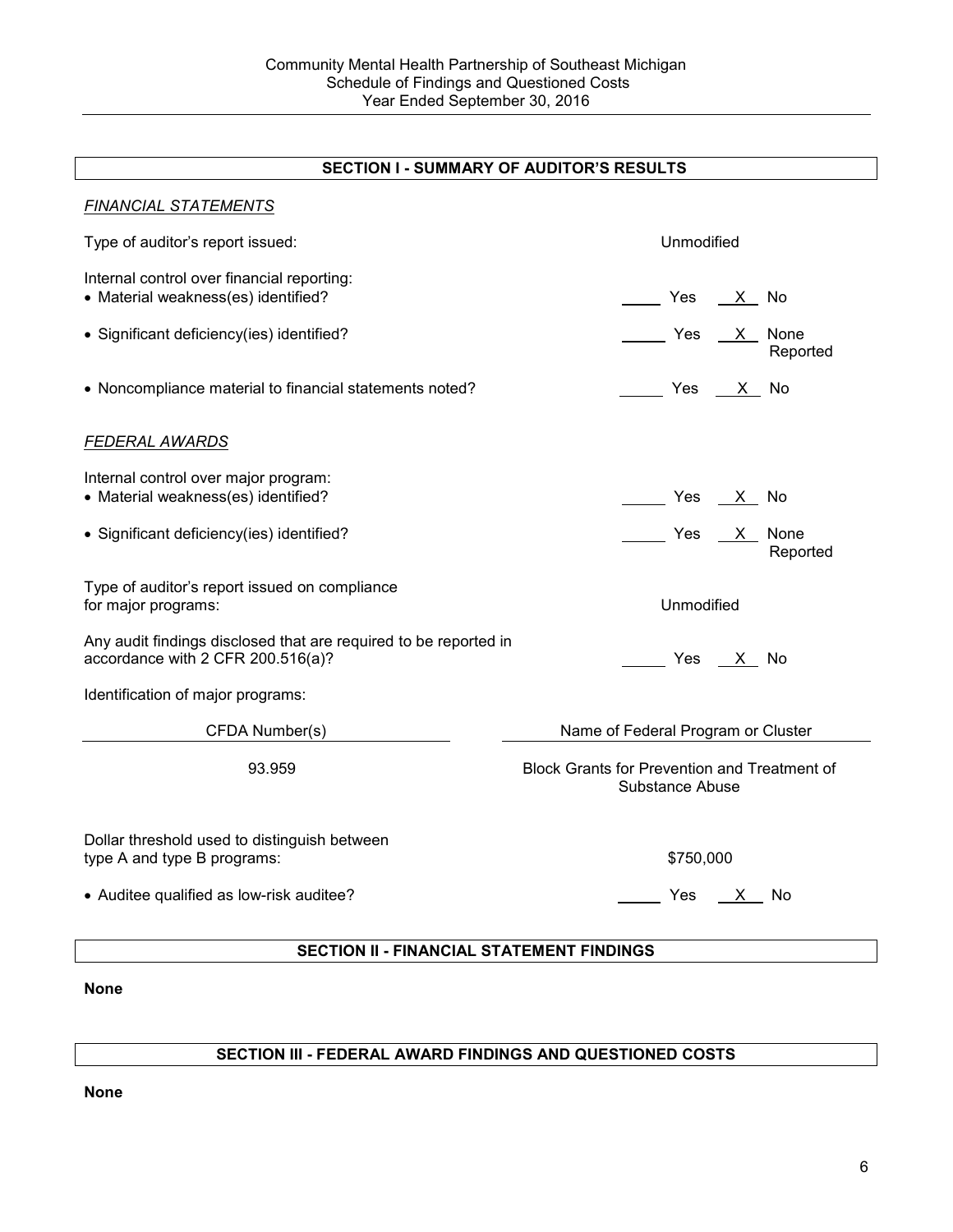Community Mental Health Partnership of Southeast Michigan
Schedule of Findings and Questioned Costs
Year Ended September 30, 2016

## SECTION I - SUMMARY OF AUDITOR'S RESULTS

*FINANCIAL STATEMENTS*

Type of auditor's report issued: Unmodified

Internal control over financial reporting:

- Material weakness(es) identified? ____ Yes __X__ No
- Significant deficiency(ies) identified? ____ Yes __X__ None Reported
- Noncompliance material to financial statements noted? ____ Yes __X__ No

*FEDERAL AWARDS*

Internal control over major program:

- Material weakness(es) identified? ____ Yes __X__ No
- Significant deficiency(ies) identified? ____ Yes __X__ None Reported

Type of auditor's report issued on compliance for major programs: Unmodified

Any audit findings disclosed that are required to be reported in accordance with 2 CFR 200.516(a)? ____ Yes __X__ No

Identification of major programs:

| CFDA Number(s) | Name of Federal Program or Cluster |
|---|---|
| 93.959 | Block Grants for Prevention and Treatment of Substance Abuse |

Dollar threshold used to distinguish between type A and type B programs: $750,000

- Auditee qualified as low-risk auditee? ____ Yes __X__ No

## SECTION II - FINANCIAL STATEMENT FINDINGS

**None**

## SECTION III - FEDERAL AWARD FINDINGS AND QUESTIONED COSTS

**None**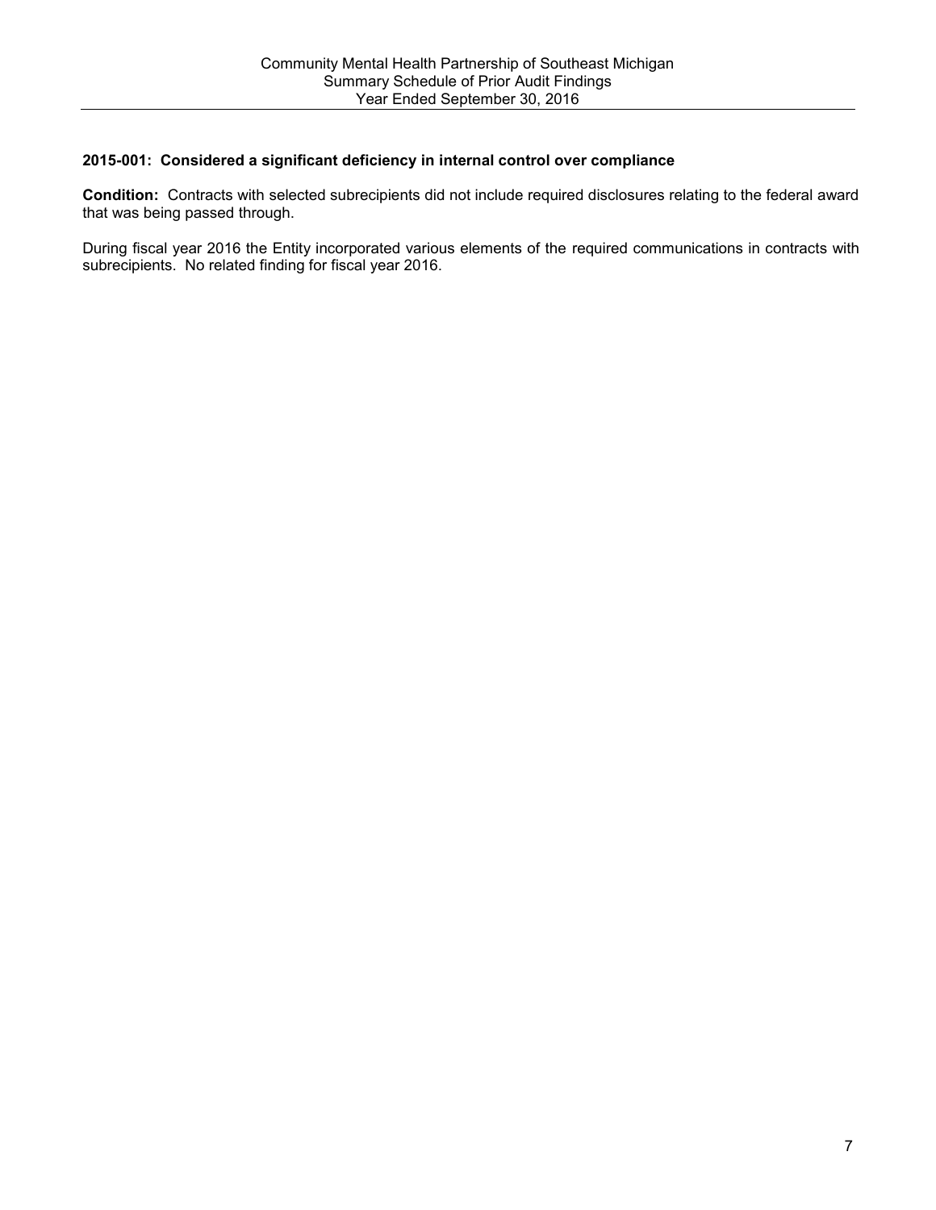# Community Mental Health Partnership of Southeast Michigan
## Summary Schedule of Prior Audit Findings
### Year Ended September 30, 2016

**2015-001: Considered a significant deficiency in internal control over compliance**

**Condition:** Contracts with selected subrecipients did not include required disclosures relating to the federal award that was being passed through.

During fiscal year 2016 the Entity incorporated various elements of the required communications in contracts with subrecipients. No related finding for fiscal year 2016.